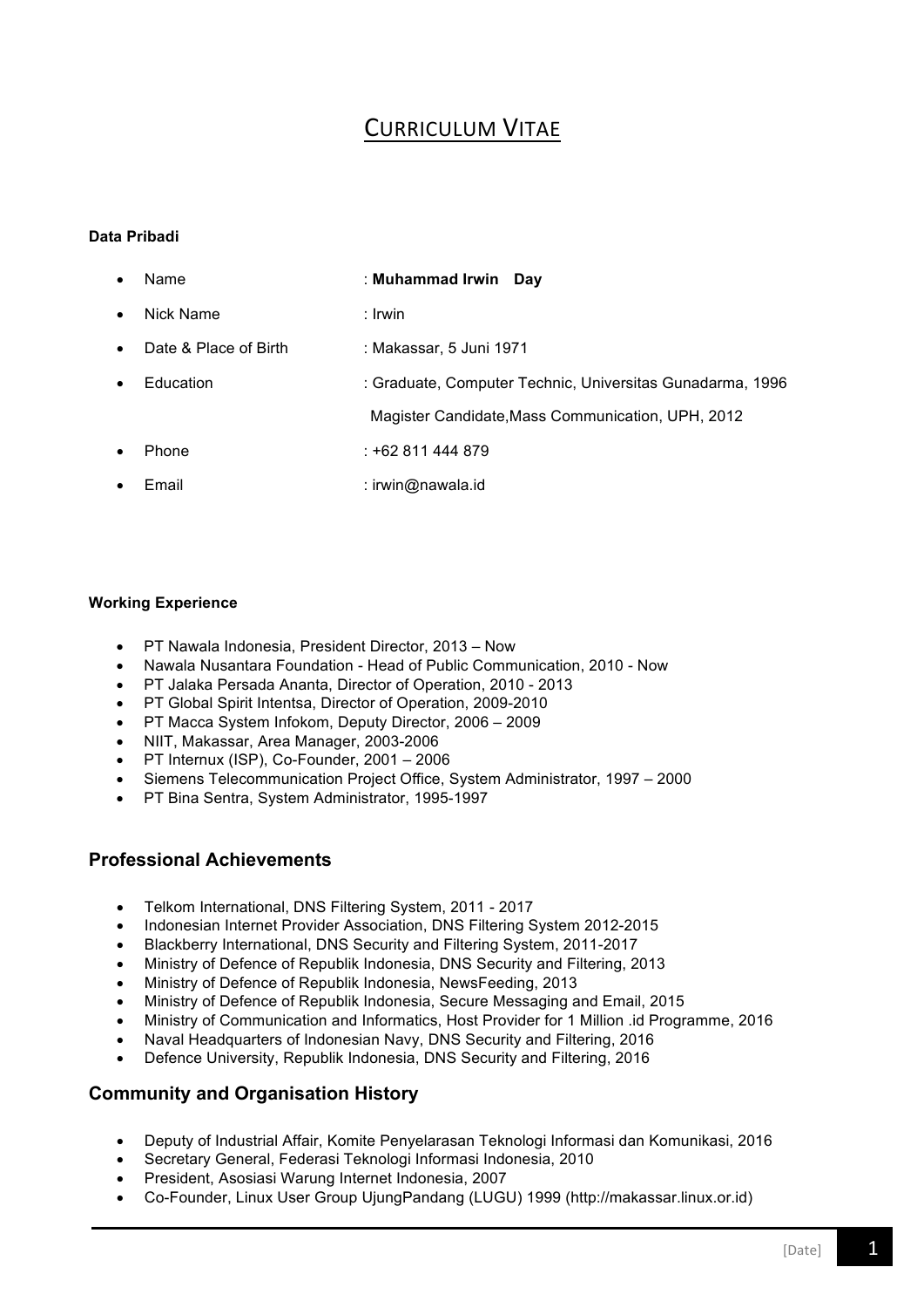# CURRICULUM VITAE

**Data Pribadi**

- Name : **Muhammad Irwin Day**
- Nick Name : Irwin
- Date & Place of Birth : Makassar, 5 Juni 1971
- Education : Graduate, Computer Technic, Universitas Gunadarma, 1996
  Magister Candidate,Mass Communication, UPH, 2012
- Phone : +62 811 444 879
- Email : irwin@nawala.id

**Working Experience**

- PT Nawala Indonesia, President Director, 2013 – Now
- Nawala Nusantara Foundation - Head of Public Communication, 2010 - Now
- PT Jalaka Persada Ananta, Director of Operation, 2010 - 2013
- PT Global Spirit Intentsa, Director of Operation, 2009-2010
- PT Macca System Infokom, Deputy Director, 2006 – 2009
- NIIT, Makassar, Area Manager, 2003-2006
- PT Internux (ISP), Co-Founder, 2001 – 2006
- Siemens Telecommunication Project Office, System Administrator, 1997 – 2000
- PT Bina Sentra, System Administrator, 1995-1997

## Professional Achievements

- Telkom International, DNS Filtering System, 2011 - 2017
- Indonesian Internet Provider Association, DNS Filtering System 2012-2015
- Blackberry International, DNS Security and Filtering System, 2011-2017
- Ministry of Defence of Republik Indonesia, DNS Security and Filtering, 2013
- Ministry of Defence of Republik Indonesia, NewsFeeding, 2013
- Ministry of Defence of Republik Indonesia, Secure Messaging and Email, 2015
- Ministry of Communication and Informatics, Host Provider for 1 Million .id Programme, 2016
- Naval Headquarters of Indonesian Navy, DNS Security and Filtering, 2016
- Defence University, Republik Indonesia, DNS Security and Filtering, 2016

## Community and Organisation History

- Deputy of Industrial Affair, Komite Penyelarasan Teknologi Informasi dan Komunikasi, 2016
- Secretary General, Federasi Teknologi Informasi Indonesia, 2010
- President, Asosiasi Warung Internet Indonesia, 2007
- Co-Founder, Linux User Group UjungPandang (LUGU) 1999 (http://makassar.linux.or.id)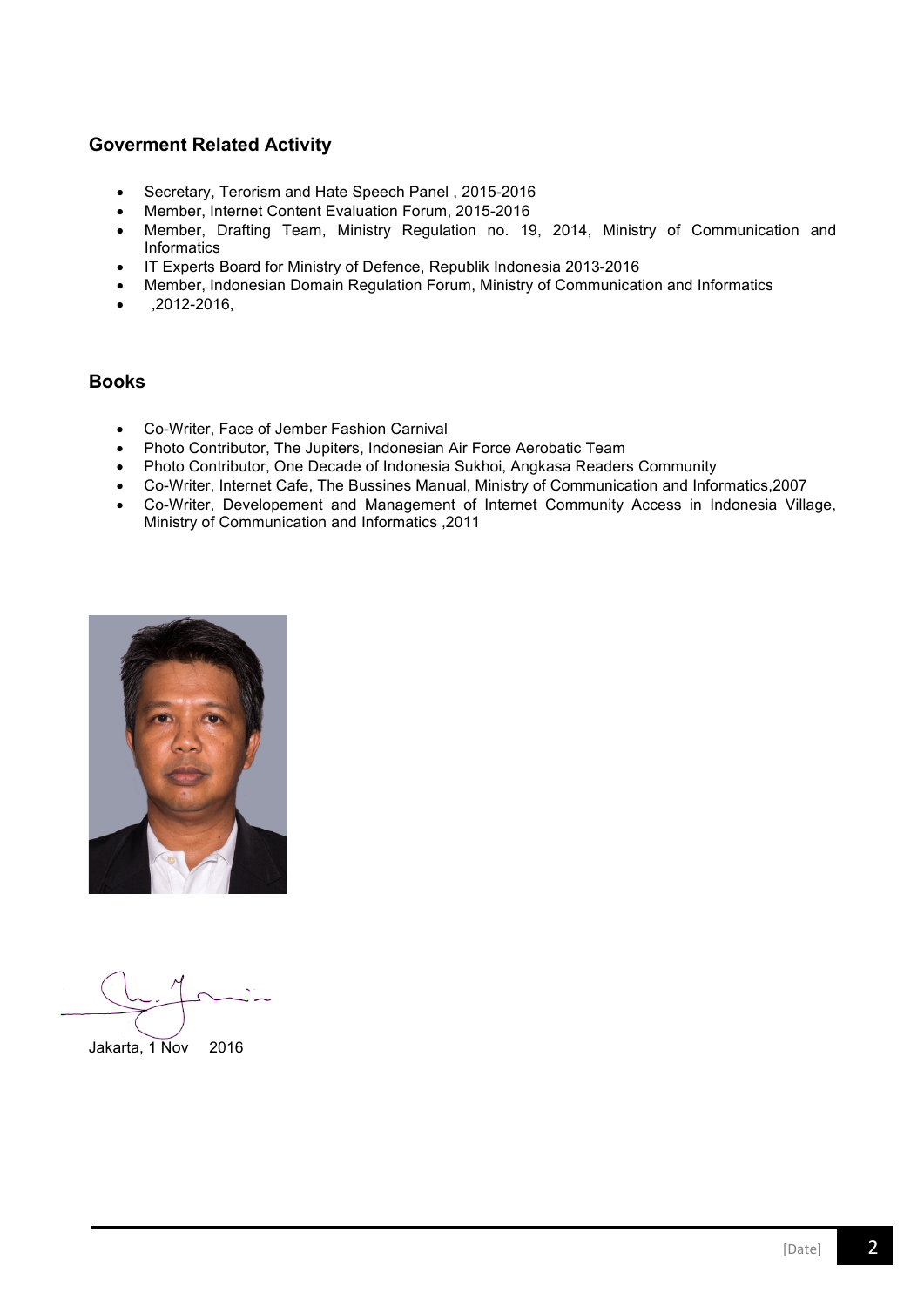## Goverment Related Activity

- Secretary, Terorism and Hate Speech Panel , 2015-2016
- Member, Internet Content Evaluation Forum, 2015-2016
- Member, Drafting Team, Ministry Regulation no. 19, 2014, Ministry of Communication and Informatics
- IT Experts Board for Ministry of Defence, Republik Indonesia 2013-2016
- Member, Indonesian Domain Regulation Forum, Ministry of Communication and Informatics
- ,2012-2016,

## Books

- Co-Writer, Face of Jember Fashion Carnival
- Photo Contributor, The Jupiters, Indonesian Air Force Aerobatic Team
- Photo Contributor, One Decade of Indonesia Sukhoi, Angkasa Readers Community
- Co-Writer, Internet Cafe, The Bussines Manual, Ministry of Communication and Informatics,2007
- Co-Writer, Developement and Management of Internet Community Access in Indonesia Village, Ministry of Communication and Informatics ,2011

Jakarta, 1 Nov 2016